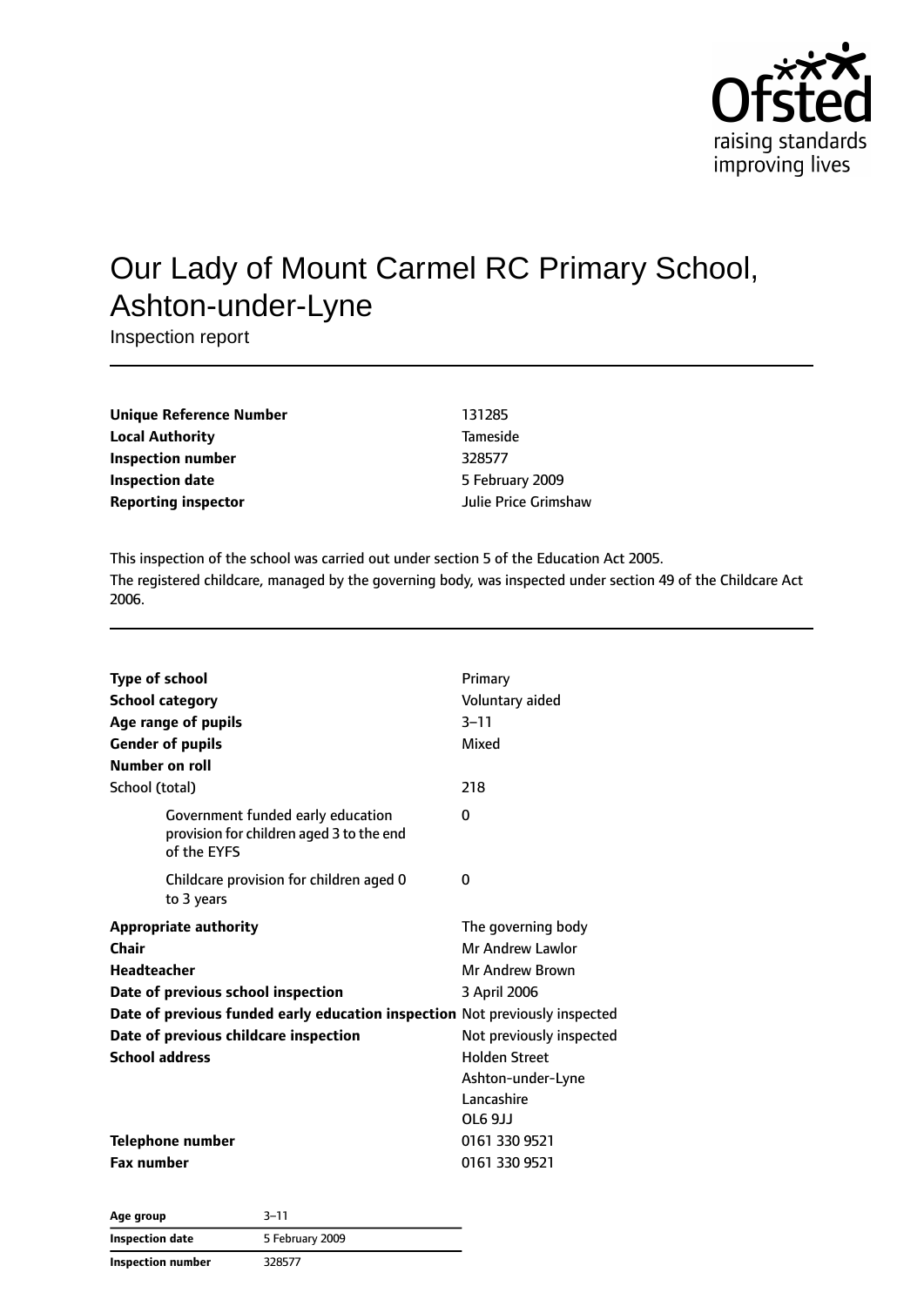# Our Lady of Mount Carmel RC Primary School, Ashton-under-Lyne

Inspection report

| | |
|---|---|
| **Unique Reference Number** | 131285 |
| **Local Authority** | Tameside |
| **Inspection number** | 328577 |
| **Inspection date** | 5 February 2009 |
| **Reporting inspector** | Julie Price Grimshaw |

This inspection of the school was carried out under section 5 of the Education Act 2005.

The registered childcare, managed by the governing body, was inspected under section 49 of the Childcare Act 2006.

| | |
|---|---|
| **Type of school** | Primary |
| **School category** | Voluntary aided |
| **Age range of pupils** | 3–11 |
| **Gender of pupils** | Mixed |
| **Number on roll** | |
| School (total) | 218 |
| Government funded early education provision for children aged 3 to the end of the EYFS | 0 |
| Childcare provision for children aged 0 to 3 years | 0 |
| **Appropriate authority** | The governing body |
| **Chair** | Mr Andrew Lawlor |
| **Headteacher** | Mr Andrew Brown |
| **Date of previous school inspection** | 3 April 2006 |
| **Date of previous funded early education inspection** | Not previously inspected |
| **Date of previous childcare inspection** | Not previously inspected |
| **School address** | Holden Street<br>Ashton-under-Lyne<br>Lancashire<br>OL6 9JJ |
| **Telephone number** | 0161 330 9521 |
| **Fax number** | 0161 330 9521 |

| | |
|---|---|
| **Age group** | 3–11 |
| **Inspection date** | 5 February 2009 |
| **Inspection number** | 328577 |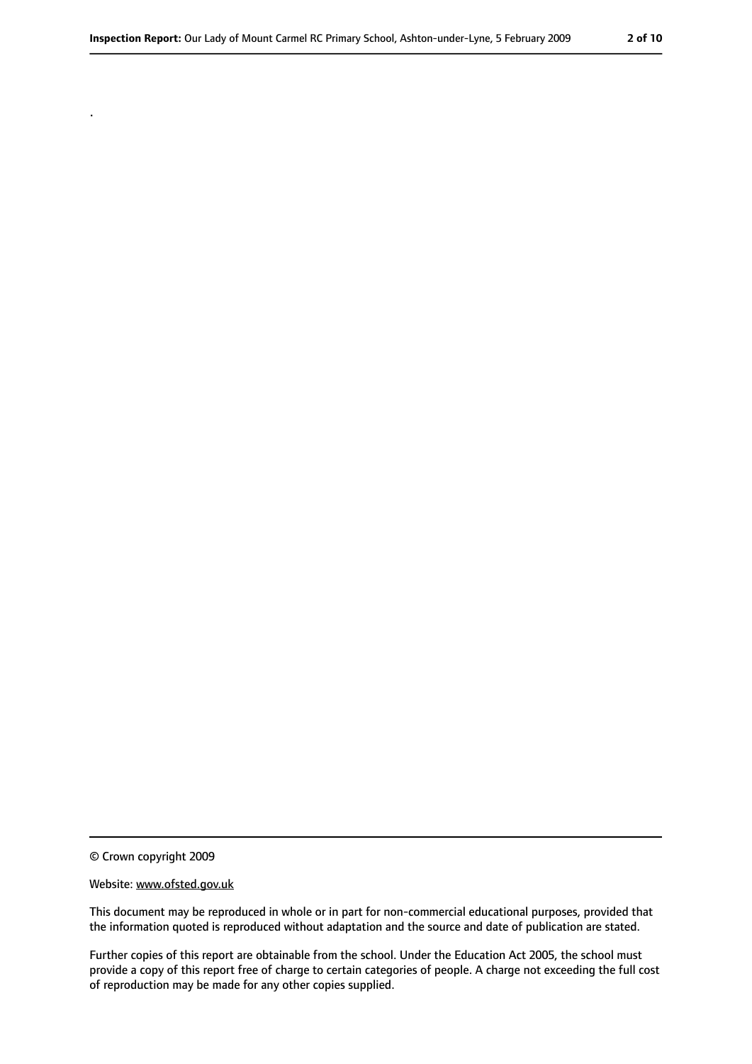.

© Crown copyright 2009

Website: www.ofsted.gov.uk

This document may be reproduced in whole or in part for non-commercial educational purposes, provided that the information quoted is reproduced without adaptation and the source and date of publication are stated.

Further copies of this report are obtainable from the school. Under the Education Act 2005, the school must provide a copy of this report free of charge to certain categories of people. A charge not exceeding the full cost of reproduction may be made for any other copies supplied.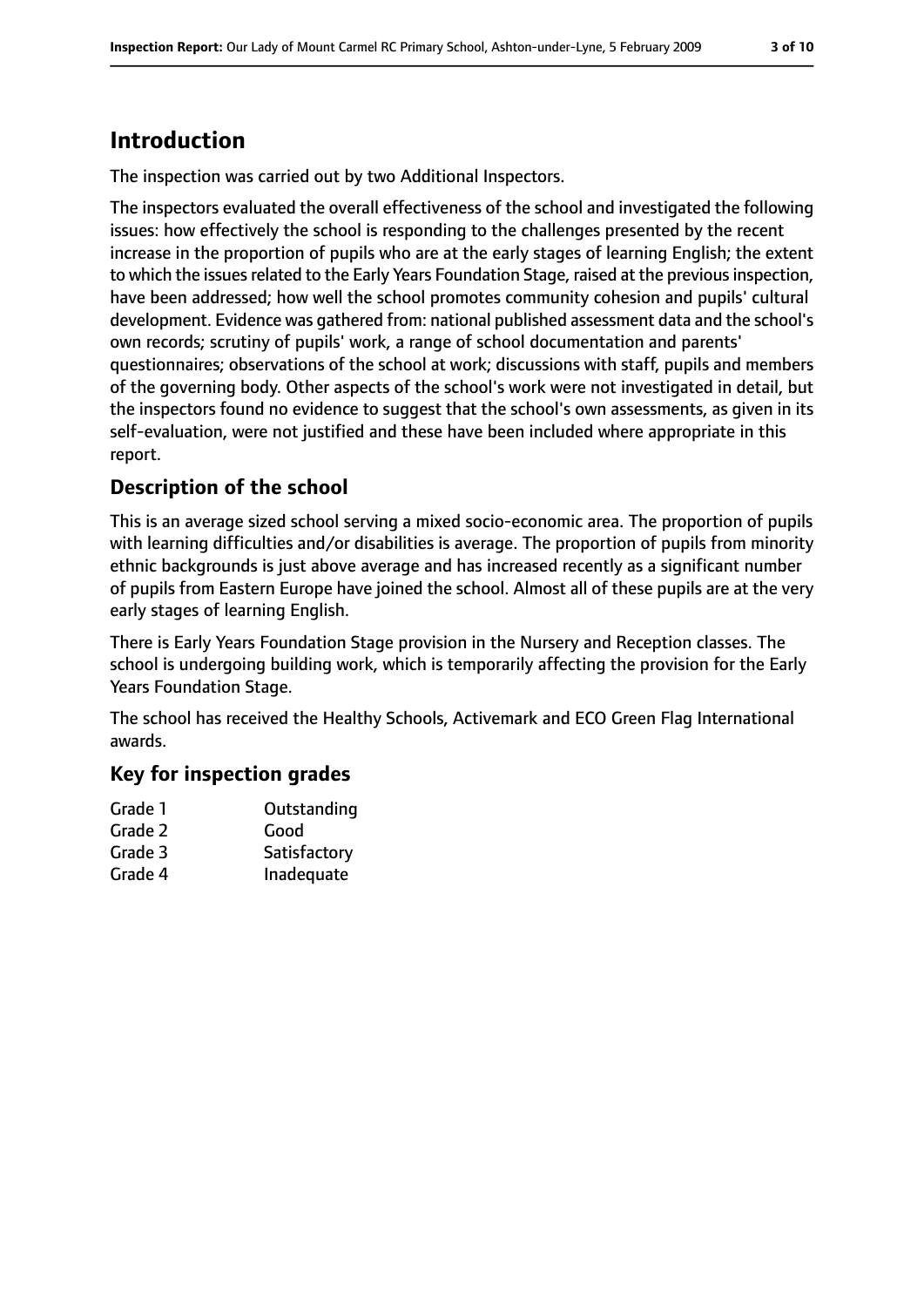# Introduction

The inspection was carried out by two Additional Inspectors.

The inspectors evaluated the overall effectiveness of the school and investigated the following issues: how effectively the school is responding to the challenges presented by the recent increase in the proportion of pupils who are at the early stages of learning English; the extent to which the issues related to the Early Years Foundation Stage, raised at the previous inspection, have been addressed; how well the school promotes community cohesion and pupils' cultural development. Evidence was gathered from: national published assessment data and the school's own records; scrutiny of pupils' work, a range of school documentation and parents' questionnaires; observations of the school at work; discussions with staff, pupils and members of the governing body. Other aspects of the school's work were not investigated in detail, but the inspectors found no evidence to suggest that the school's own assessments, as given in its self-evaluation, were not justified and these have been included where appropriate in this report.

## Description of the school

This is an average sized school serving a mixed socio-economic area. The proportion of pupils with learning difficulties and/or disabilities is average. The proportion of pupils from minority ethnic backgrounds is just above average and has increased recently as a significant number of pupils from Eastern Europe have joined the school. Almost all of these pupils are at the very early stages of learning English.

There is Early Years Foundation Stage provision in the Nursery and Reception classes. The school is undergoing building work, which is temporarily affecting the provision for the Early Years Foundation Stage.

The school has received the Healthy Schools, Activemark and ECO Green Flag International awards.

## Key for inspection grades

| | |
|---|---|
| Grade 1 | Outstanding |
| Grade 2 | Good |
| Grade 3 | Satisfactory |
| Grade 4 | Inadequate |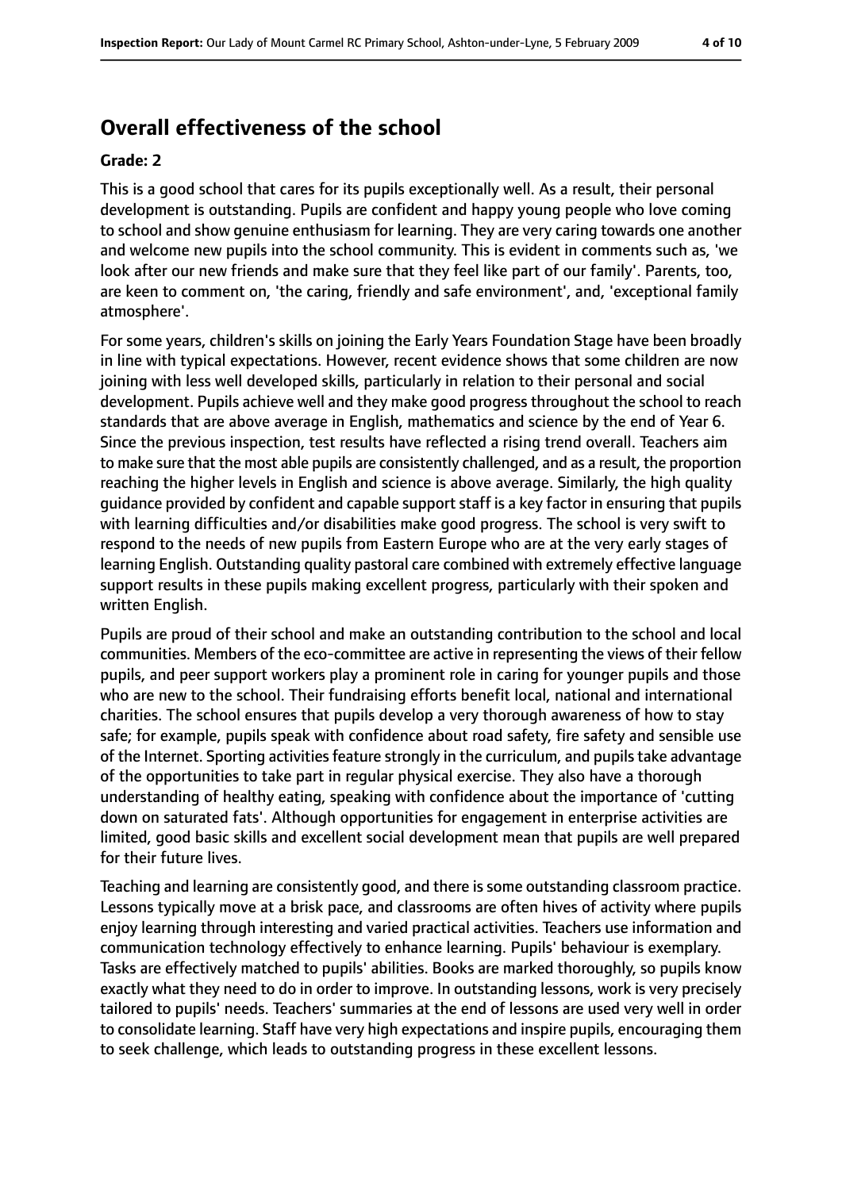## Overall effectiveness of the school

**Grade: 2**

This is a good school that cares for its pupils exceptionally well. As a result, their personal development is outstanding. Pupils are confident and happy young people who love coming to school and show genuine enthusiasm for learning. They are very caring towards one another and welcome new pupils into the school community. This is evident in comments such as, 'we look after our new friends and make sure that they feel like part of our family'. Parents, too, are keen to comment on, 'the caring, friendly and safe environment', and, 'exceptional family atmosphere'.

For some years, children's skills on joining the Early Years Foundation Stage have been broadly in line with typical expectations. However, recent evidence shows that some children are now joining with less well developed skills, particularly in relation to their personal and social development. Pupils achieve well and they make good progress throughout the school to reach standards that are above average in English, mathematics and science by the end of Year 6. Since the previous inspection, test results have reflected a rising trend overall. Teachers aim to make sure that the most able pupils are consistently challenged, and as a result, the proportion reaching the higher levels in English and science is above average. Similarly, the high quality guidance provided by confident and capable support staff is a key factor in ensuring that pupils with learning difficulties and/or disabilities make good progress. The school is very swift to respond to the needs of new pupils from Eastern Europe who are at the very early stages of learning English. Outstanding quality pastoral care combined with extremely effective language support results in these pupils making excellent progress, particularly with their spoken and written English.

Pupils are proud of their school and make an outstanding contribution to the school and local communities. Members of the eco-committee are active in representing the views of their fellow pupils, and peer support workers play a prominent role in caring for younger pupils and those who are new to the school. Their fundraising efforts benefit local, national and international charities. The school ensures that pupils develop a very thorough awareness of how to stay safe; for example, pupils speak with confidence about road safety, fire safety and sensible use of the Internet. Sporting activities feature strongly in the curriculum, and pupils take advantage of the opportunities to take part in regular physical exercise. They also have a thorough understanding of healthy eating, speaking with confidence about the importance of 'cutting down on saturated fats'. Although opportunities for engagement in enterprise activities are limited, good basic skills and excellent social development mean that pupils are well prepared for their future lives.

Teaching and learning are consistently good, and there is some outstanding classroom practice. Lessons typically move at a brisk pace, and classrooms are often hives of activity where pupils enjoy learning through interesting and varied practical activities. Teachers use information and communication technology effectively to enhance learning. Pupils' behaviour is exemplary. Tasks are effectively matched to pupils' abilities. Books are marked thoroughly, so pupils know exactly what they need to do in order to improve. In outstanding lessons, work is very precisely tailored to pupils' needs. Teachers' summaries at the end of lessons are used very well in order to consolidate learning. Staff have very high expectations and inspire pupils, encouraging them to seek challenge, which leads to outstanding progress in these excellent lessons.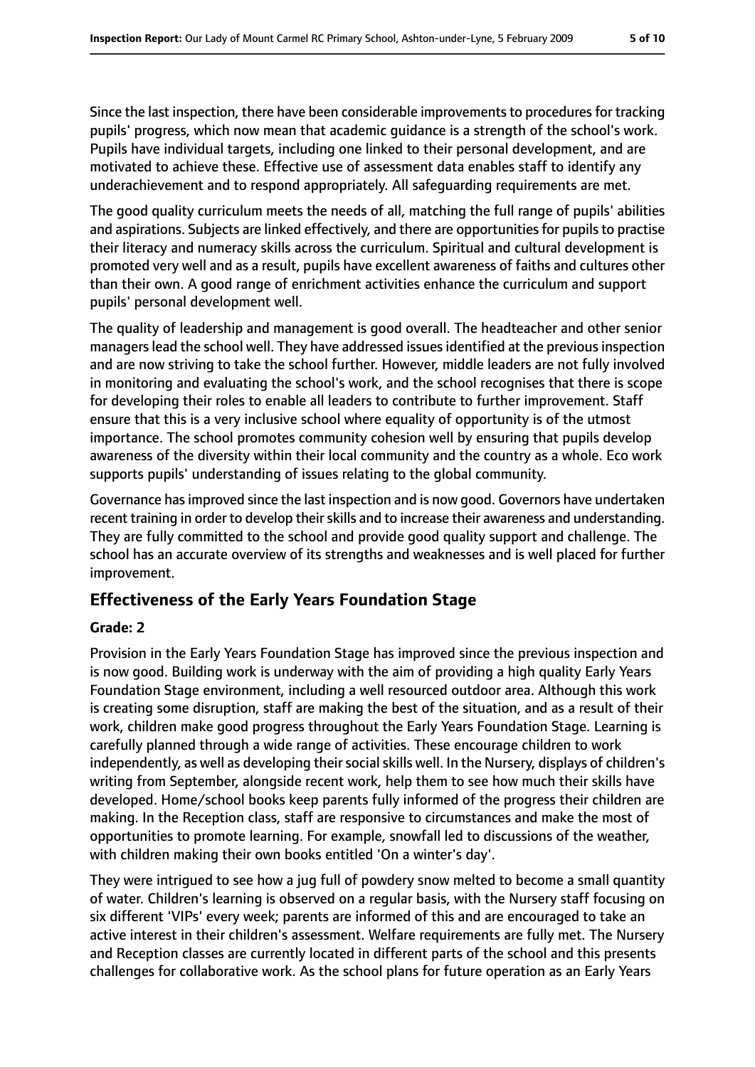Since the last inspection, there have been considerable improvements to procedures for tracking pupils' progress, which now mean that academic guidance is a strength of the school's work. Pupils have individual targets, including one linked to their personal development, and are motivated to achieve these. Effective use of assessment data enables staff to identify any underachievement and to respond appropriately. All safeguarding requirements are met.

The good quality curriculum meets the needs of all, matching the full range of pupils' abilities and aspirations. Subjects are linked effectively, and there are opportunities for pupils to practise their literacy and numeracy skills across the curriculum. Spiritual and cultural development is promoted very well and as a result, pupils have excellent awareness of faiths and cultures other than their own. A good range of enrichment activities enhance the curriculum and support pupils' personal development well.

The quality of leadership and management is good overall. The headteacher and other senior managers lead the school well. They have addressed issues identified at the previous inspection and are now striving to take the school further. However, middle leaders are not fully involved in monitoring and evaluating the school's work, and the school recognises that there is scope for developing their roles to enable all leaders to contribute to further improvement. Staff ensure that this is a very inclusive school where equality of opportunity is of the utmost importance. The school promotes community cohesion well by ensuring that pupils develop awareness of the diversity within their local community and the country as a whole. Eco work supports pupils' understanding of issues relating to the global community.

Governance has improved since the last inspection and is now good. Governors have undertaken recent training in order to develop their skills and to increase their awareness and understanding. They are fully committed to the school and provide good quality support and challenge. The school has an accurate overview of its strengths and weaknesses and is well placed for further improvement.

## Effectiveness of the Early Years Foundation Stage

**Grade: 2**

Provision in the Early Years Foundation Stage has improved since the previous inspection and is now good. Building work is underway with the aim of providing a high quality Early Years Foundation Stage environment, including a well resourced outdoor area. Although this work is creating some disruption, staff are making the best of the situation, and as a result of their work, children make good progress throughout the Early Years Foundation Stage. Learning is carefully planned through a wide range of activities. These encourage children to work independently, as well as developing their social skills well. In the Nursery, displays of children's writing from September, alongside recent work, help them to see how much their skills have developed. Home/school books keep parents fully informed of the progress their children are making. In the Reception class, staff are responsive to circumstances and make the most of opportunities to promote learning. For example, snowfall led to discussions of the weather, with children making their own books entitled 'On a winter's day'.

They were intrigued to see how a jug full of powdery snow melted to become a small quantity of water. Children's learning is observed on a regular basis, with the Nursery staff focusing on six different 'VIPs' every week; parents are informed of this and are encouraged to take an active interest in their children's assessment. Welfare requirements are fully met. The Nursery and Reception classes are currently located in different parts of the school and this presents challenges for collaborative work. As the school plans for future operation as an Early Years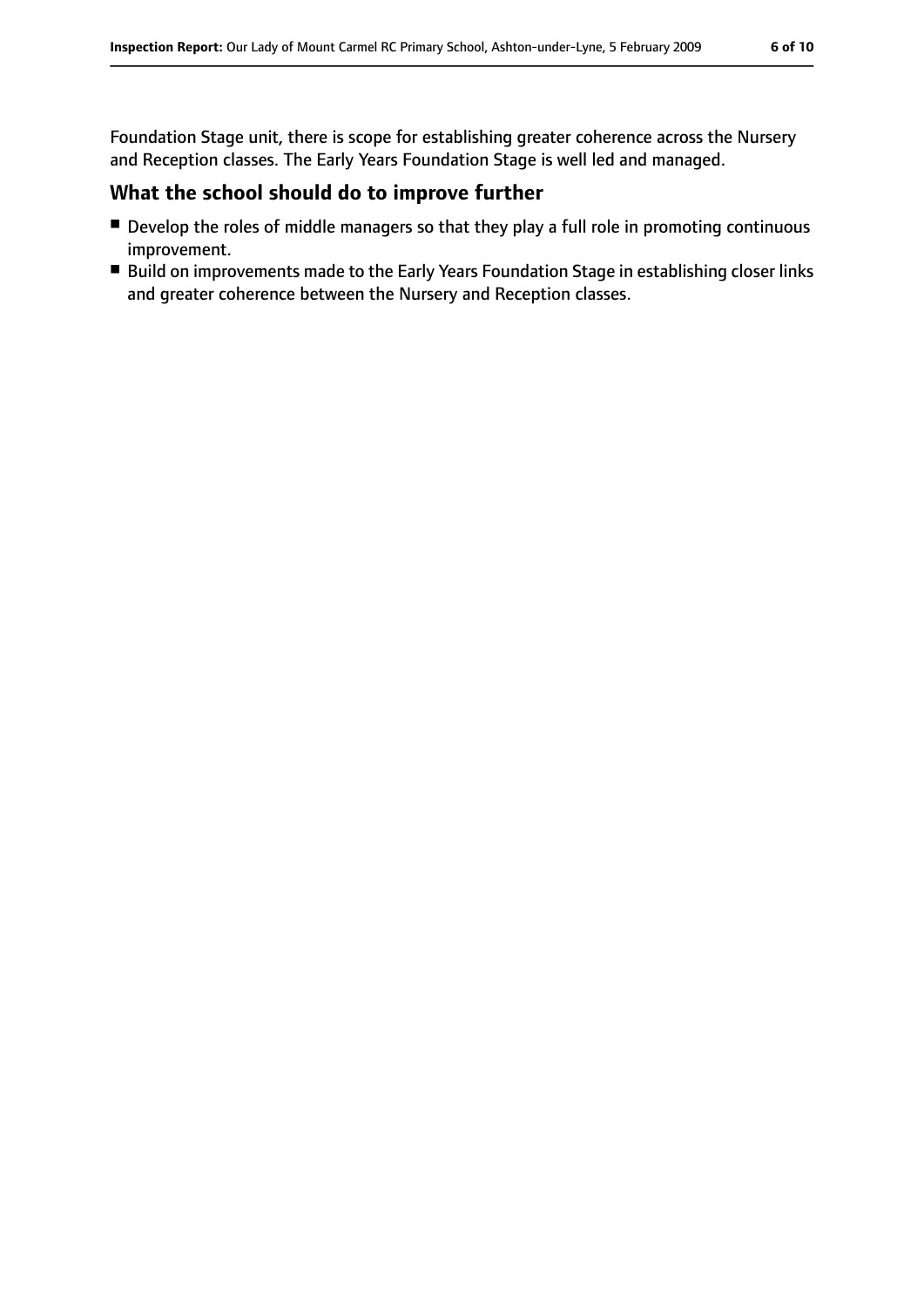Foundation Stage unit, there is scope for establishing greater coherence across the Nursery and Reception classes. The Early Years Foundation Stage is well led and managed.

## What the school should do to improve further

- Develop the roles of middle managers so that they play a full role in promoting continuous improvement.
- Build on improvements made to the Early Years Foundation Stage in establishing closer links and greater coherence between the Nursery and Reception classes.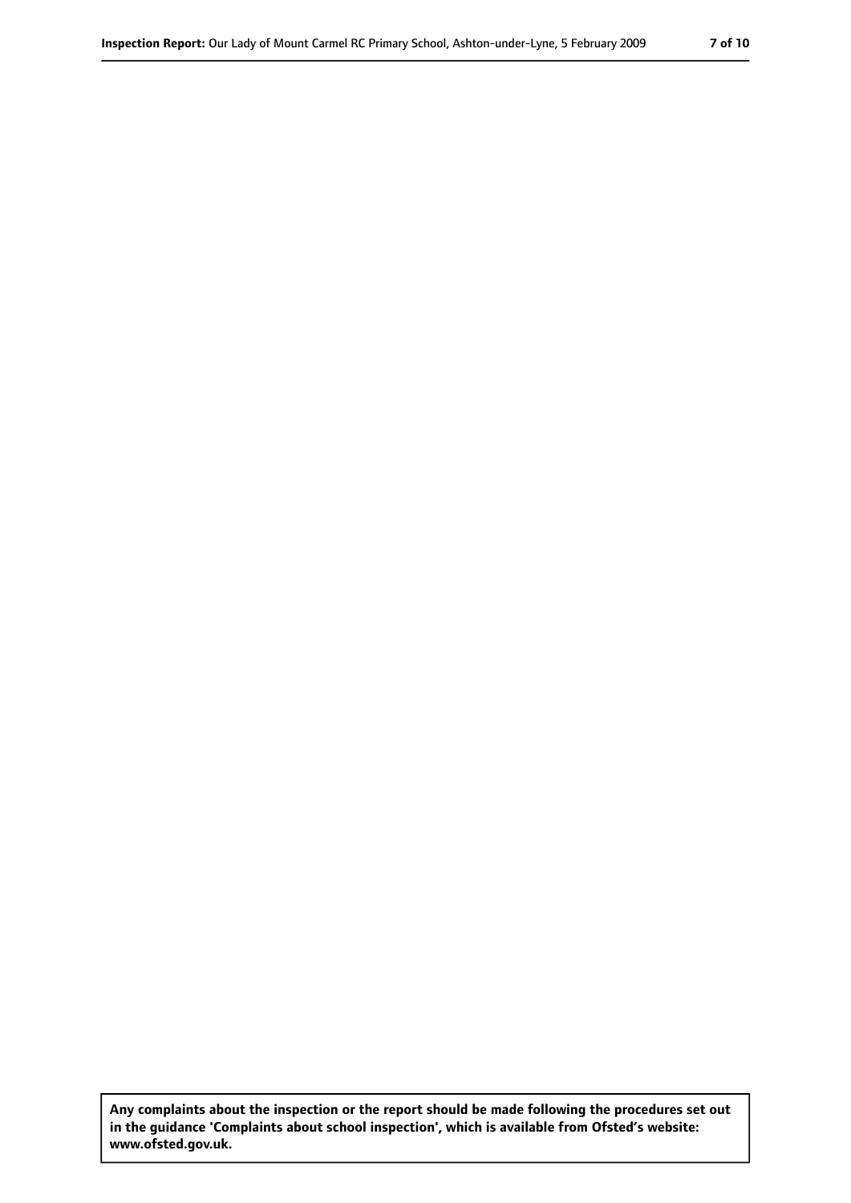**Any complaints about the inspection or the report should be made following the procedures set out in the guidance 'Complaints about school inspection', which is available from Ofsted's website: www.ofsted.gov.uk.**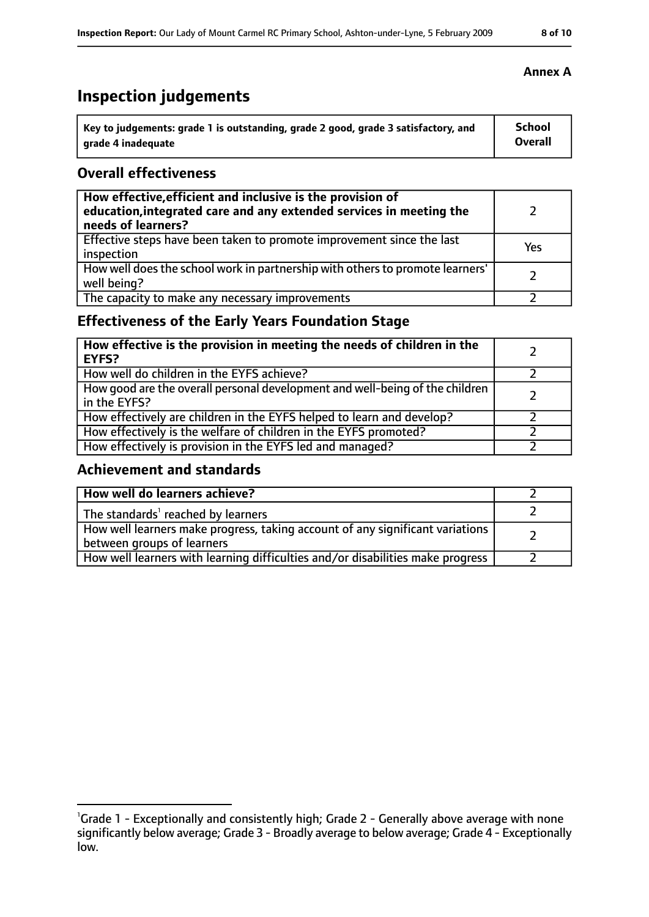**Annex A**

# Inspection judgements

| Key to judgements: grade 1 is outstanding, grade 2 good, grade 3 satisfactory, and grade 4 inadequate | School Overall |
|---|---|

## Overall effectiveness

| | |
|---|---|
| **How effective, efficient and inclusive is the provision of education, integrated care and any extended services in meeting the needs of learners?** | 2 |
| Effective steps have been taken to promote improvement since the last inspection | Yes |
| How well does the school work in partnership with others to promote learners' well being? | 2 |
| The capacity to make any necessary improvements | 2 |

## Effectiveness of the Early Years Foundation Stage

| | |
|---|---|
| **How effective is the provision in meeting the needs of children in the EYFS?** | 2 |
| How well do children in the EYFS achieve? | 2 |
| How good are the overall personal development and well-being of the children in the EYFS? | 2 |
| How effectively are children in the EYFS helped to learn and develop? | 2 |
| How effectively is the welfare of children in the EYFS promoted? | 2 |
| How effectively is provision in the EYFS led and managed? | 2 |

## Achievement and standards

| | |
|---|---|
| **How well do learners achieve?** | 2 |
| The standards[1] reached by learners | 2 |
| How well learners make progress, taking account of any significant variations between groups of learners | 2 |
| How well learners with learning difficulties and/or disabilities make progress | 2 |

[1]Grade 1 - Exceptionally and consistently high; Grade 2 - Generally above average with none significantly below average; Grade 3 - Broadly average to below average; Grade 4 - Exceptionally low.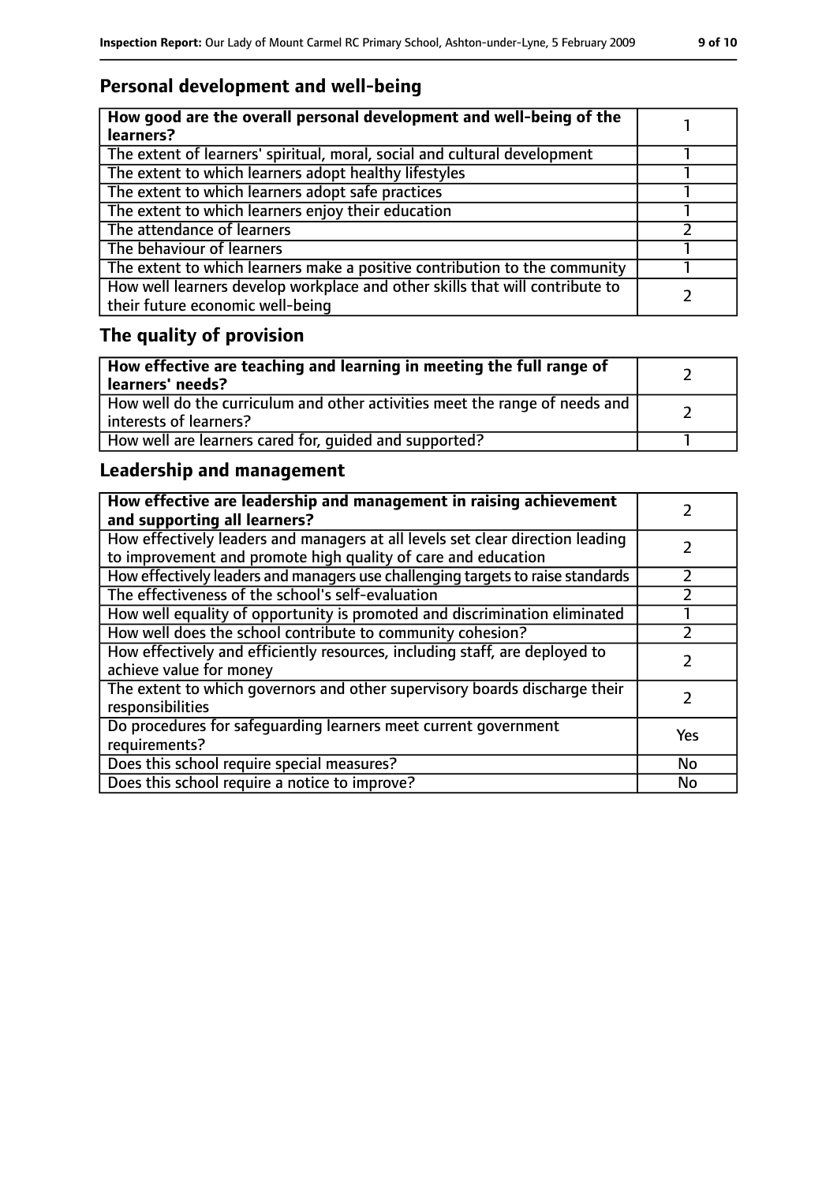## Personal development and well-being

| How good are the overall personal development and well-being of the learners? | 1 |
| --- | --- |
| The extent of learners' spiritual, moral, social and cultural development | 1 |
| The extent to which learners adopt healthy lifestyles | 1 |
| The extent to which learners adopt safe practices | 1 |
| The extent to which learners enjoy their education | 1 |
| The attendance of learners | 2 |
| The behaviour of learners | 1 |
| The extent to which learners make a positive contribution to the community | 1 |
| How well learners develop workplace and other skills that will contribute to their future economic well-being | 2 |

## The quality of provision

| How effective are teaching and learning in meeting the full range of learners' needs? | 2 |
| --- | --- |
| How well do the curriculum and other activities meet the range of needs and interests of learners? | 2 |
| How well are learners cared for, guided and supported? | 1 |

## Leadership and management

| How effective are leadership and management in raising achievement and supporting all learners? | 2 |
| --- | --- |
| How effectively leaders and managers at all levels set clear direction leading to improvement and promote high quality of care and education | 2 |
| How effectively leaders and managers use challenging targets to raise standards | 2 |
| The effectiveness of the school's self-evaluation | 2 |
| How well equality of opportunity is promoted and discrimination eliminated | 1 |
| How well does the school contribute to community cohesion? | 2 |
| How effectively and efficiently resources, including staff, are deployed to achieve value for money | 2 |
| The extent to which governors and other supervisory boards discharge their responsibilities | 2 |
| Do procedures for safeguarding learners meet current government requirements? | Yes |
| Does this school require special measures? | No |
| Does this school require a notice to improve? | No |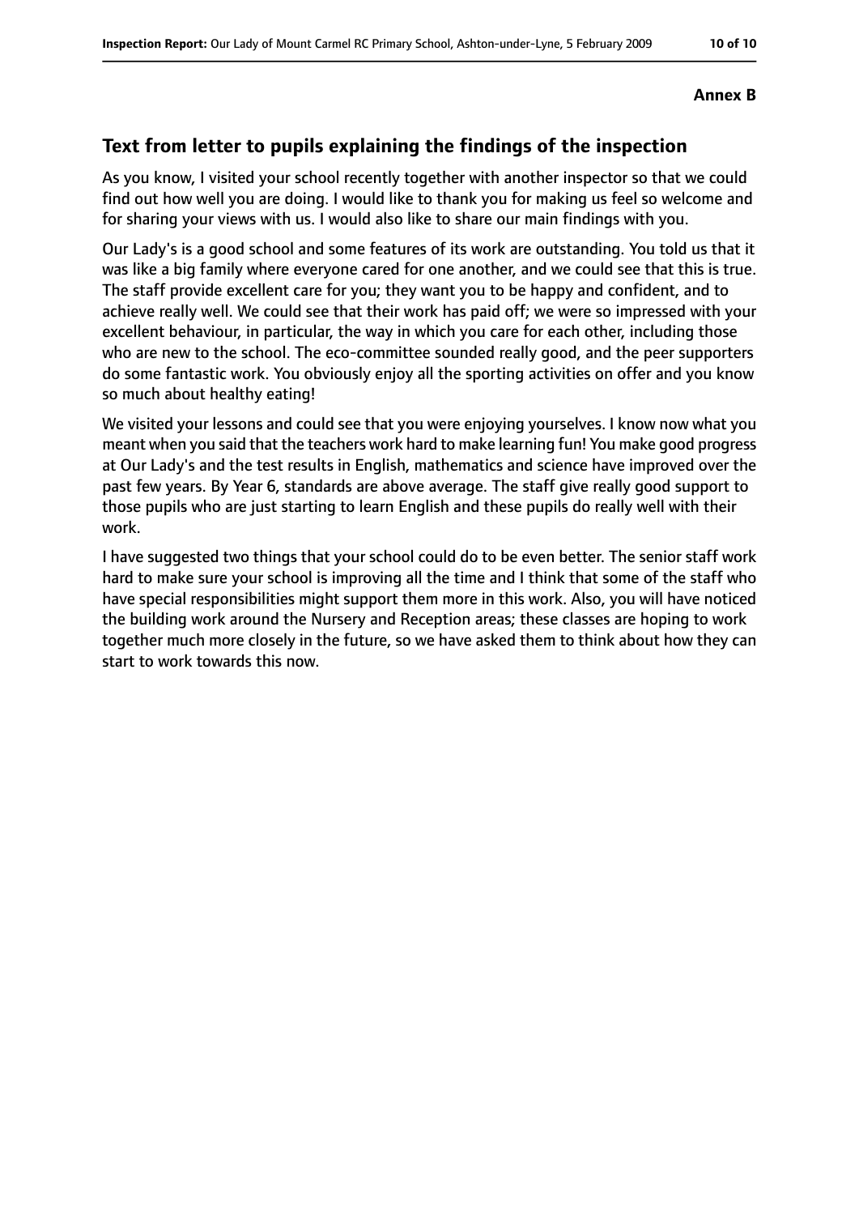**Annex B**

## Text from letter to pupils explaining the findings of the inspection

As you know, I visited your school recently together with another inspector so that we could find out how well you are doing. I would like to thank you for making us feel so welcome and for sharing your views with us. I would also like to share our main findings with you.

Our Lady's is a good school and some features of its work are outstanding. You told us that it was like a big family where everyone cared for one another, and we could see that this is true. The staff provide excellent care for you; they want you to be happy and confident, and to achieve really well. We could see that their work has paid off; we were so impressed with your excellent behaviour, in particular, the way in which you care for each other, including those who are new to the school. The eco-committee sounded really good, and the peer supporters do some fantastic work. You obviously enjoy all the sporting activities on offer and you know so much about healthy eating!

We visited your lessons and could see that you were enjoying yourselves. I know now what you meant when you said that the teachers work hard to make learning fun! You make good progress at Our Lady's and the test results in English, mathematics and science have improved over the past few years. By Year 6, standards are above average. The staff give really good support to those pupils who are just starting to learn English and these pupils do really well with their work.

I have suggested two things that your school could do to be even better. The senior staff work hard to make sure your school is improving all the time and I think that some of the staff who have special responsibilities might support them more in this work. Also, you will have noticed the building work around the Nursery and Reception areas; these classes are hoping to work together much more closely in the future, so we have asked them to think about how they can start to work towards this now.